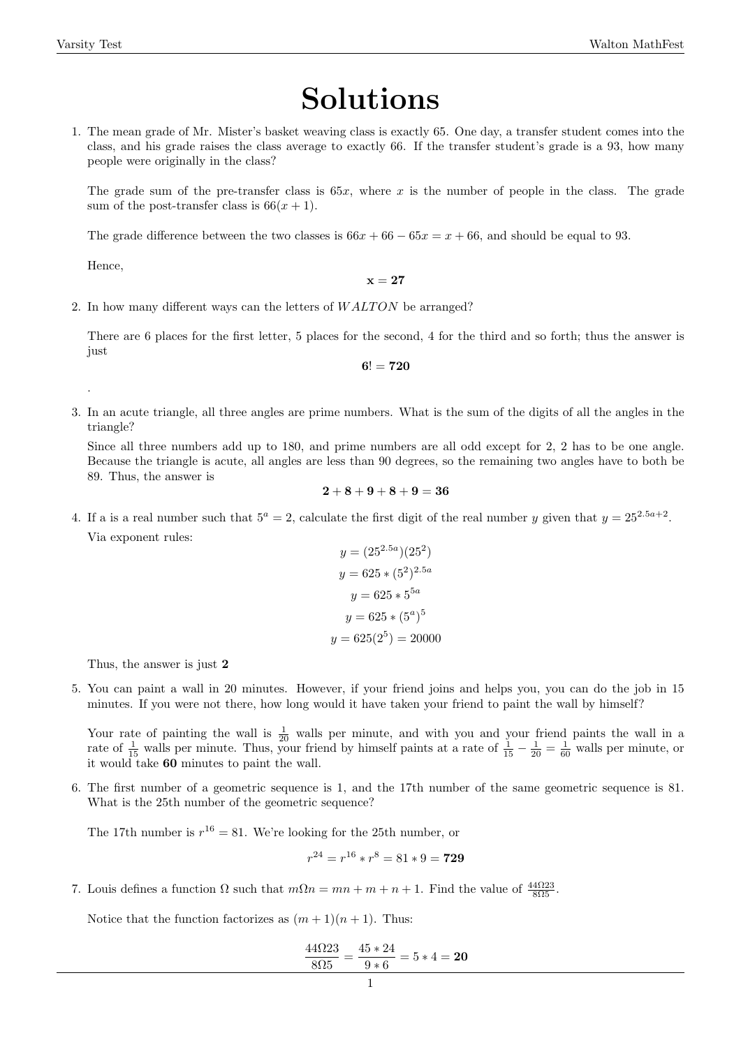# Solutions

1. The mean grade of Mr. Mister's basket weaving class is exactly 65. One day, a transfer student comes into the class, and his grade raises the class average to exactly 66. If the transfer student's grade is a 93, how many people were originally in the class?

   The grade sum of the pre-transfer class is $65x$, where $x$ is the number of people in the class. The grade sum of the post-transfer class is $66(x+1)$.

   The grade difference between the two classes is $66x + 66 - 65x = x + 66$, and should be equal to 93.

   Hence,

   $$\mathbf{x = 27}$$

2. In how many different ways can the letters of $WALTON$ be arranged?

   There are 6 places for the first letter, 5 places for the second, 4 for the third and so forth; thus the answer is just

   $$\mathbf{6! = 720}$$

   .

3. In an acute triangle, all three angles are prime numbers. What is the sum of the digits of all the angles in the triangle?

   Since all three numbers add up to 180, and prime numbers are all odd except for 2, 2 has to be one angle. Because the triangle is acute, all angles are less than 90 degrees, so the remaining two angles have to both be 89. Thus, the answer is

   $$\mathbf{2 + 8 + 9 + 8 + 9 = 36}$$

4. If a is a real number such that $5^a = 2$, calculate the first digit of the real number $y$ given that $y = 25^{2.5a+2}$.

   Via exponent rules:

   $$y = (25^{2.5a})(25^2)$$
   $$y = 625 * (5^2)^{2.5a}$$
   $$y = 625 * 5^{5a}$$
   $$y = 625 * (5^a)^5$$
   $$y = 625(2^5) = 20000$$

   Thus, the answer is just **2**

5. You can paint a wall in 20 minutes. However, if your friend joins and helps you, you can do the job in 15 minutes. If you were not there, how long would it have taken your friend to paint the wall by himself?

   Your rate of painting the wall is $\frac{1}{20}$ walls per minute, and with you and your friend paints the wall in a rate of $\frac{1}{15}$ walls per minute. Thus, your friend by himself paints at a rate of $\frac{1}{15} - \frac{1}{20} = \frac{1}{60}$ walls per minute, or it would take **60** minutes to paint the wall.

6. The first number of a geometric sequence is 1, and the 17th number of the same geometric sequence is 81. What is the 25th number of the geometric sequence?

   The 17th number is $r^{16} = 81$. We're looking for the 25th number, or

   $$r^{24} = r^{16} * r^8 = 81 * 9 = \mathbf{729}$$

7. Louis defines a function $\Omega$ such that $m\Omega n = mn + m + n + 1$. Find the value of $\frac{44\Omega 23}{8\Omega 5}$.

   Notice that the function factorizes as $(m+1)(n+1)$. Thus:

   $$\frac{44\Omega 23}{8\Omega 5} = \frac{45 * 24}{9 * 6} = 5 * 4 = \mathbf{20}$$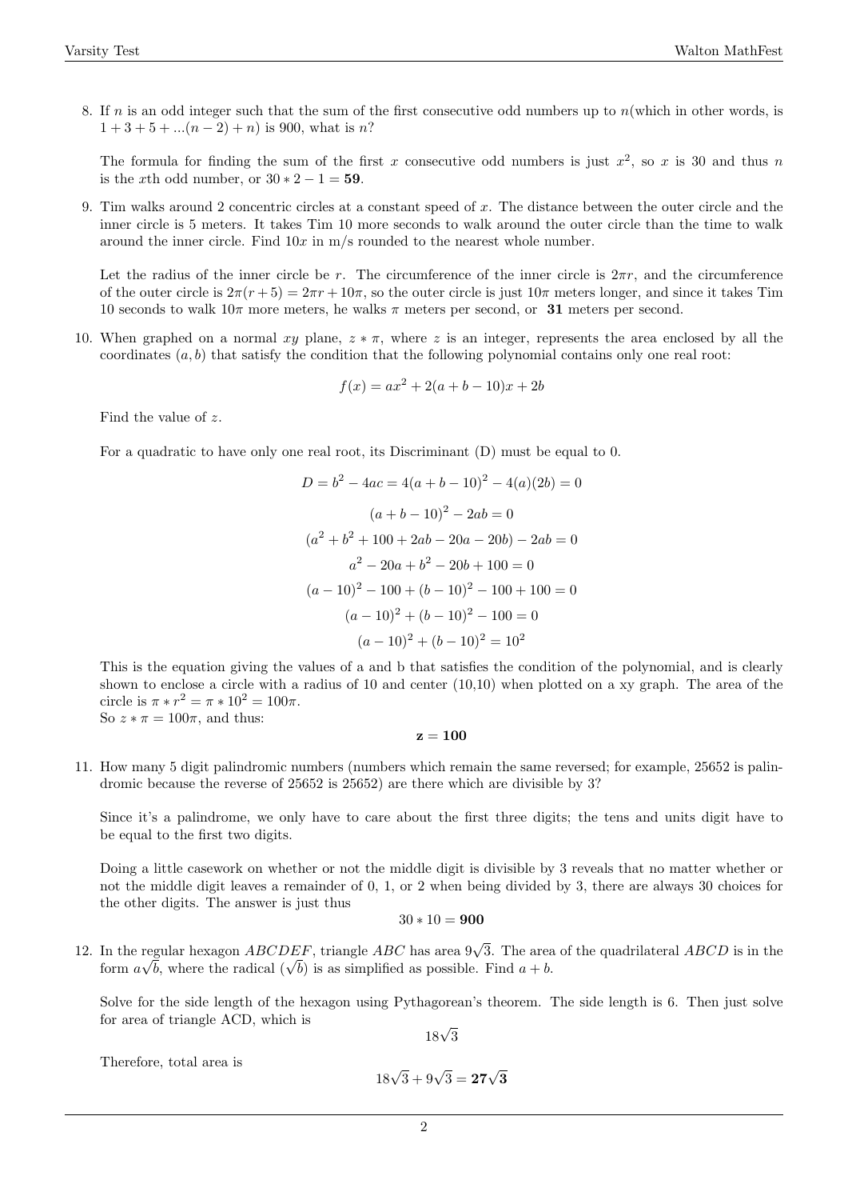8. If $n$ is an odd integer such that the sum of the first consecutive odd numbers up to $n$(which in other words, is $1 + 3 + 5 + ...(n-2) + n$) is 900, what is $n$?

   The formula for finding the sum of the first $x$ consecutive odd numbers is just $x^2$, so $x$ is 30 and thus $n$ is the $x$th odd number, or $30 * 2 - 1 = \mathbf{59}$.

9. Tim walks around 2 concentric circles at a constant speed of $x$. The distance between the outer circle and the inner circle is 5 meters. It takes Tim 10 more seconds to walk around the outer circle than the time to walk around the inner circle. Find $10x$ in m/s rounded to the nearest whole number.

   Let the radius of the inner circle be $r$. The circumference of the inner circle is $2\pi r$, and the circumference of the outer circle is $2\pi(r+5) = 2\pi r + 10\pi$, so the outer circle is just $10\pi$ meters longer, and since it takes Tim 10 seconds to walk $10\pi$ more meters, he walks $\pi$ meters per second, or **31** meters per second.

10. When graphed on a normal $xy$ plane, $z * \pi$, where $z$ is an integer, represents the area enclosed by all the coordinates $(a, b)$ that satisfy the condition that the following polynomial contains only one real root:

    $$f(x) = ax^2 + 2(a + b - 10)x + 2b$$

    Find the value of $z$.

    For a quadratic to have only one real root, its Discriminant (D) must be equal to 0.

    $$D = b^2 - 4ac = 4(a + b - 10)^2 - 4(a)(2b) = 0$$

    $$(a + b - 10)^2 - 2ab = 0$$

    $$(a^2 + b^2 + 100 + 2ab - 20a - 20b) - 2ab = 0$$

    $$a^2 - 20a + b^2 - 20b + 100 = 0$$

    $$(a - 10)^2 - 100 + (b - 10)^2 - 100 + 100 = 0$$

    $$(a - 10)^2 + (b - 10)^2 - 100 = 0$$

    $$(a - 10)^2 + (b - 10)^2 = 10^2$$

    This is the equation giving the values of a and b that satisfies the condition of the polynomial, and is clearly shown to enclose a circle with a radius of 10 and center (10,10) when plotted on a xy graph. The area of the circle is $\pi * r^2 = \pi * 10^2 = 100\pi$.
    So $z * \pi = 100\pi$, and thus:

    $$\mathbf{z = 100}$$

11. How many 5 digit palindromic numbers (numbers which remain the same reversed; for example, 25652 is palindromic because the reverse of 25652 is 25652) are there which are divisible by 3?

    Since it's a palindrome, we only have to care about the first three digits; the tens and units digit have to be equal to the first two digits.

    Doing a little casework on whether or not the middle digit is divisible by 3 reveals that no matter whether or not the middle digit leaves a remainder of 0, 1, or 2 when being divided by 3, there are always 30 choices for the other digits. The answer is just thus

    $$30 * 10 = \mathbf{900}$$

12. In the regular hexagon $ABCDEF$, triangle $ABC$ has area $9\sqrt{3}$. The area of the quadrilateral $ABCD$ is in the form $a\sqrt{b}$, where the radical ($\sqrt{b}$) is as simplified as possible. Find $a + b$.

    Solve for the side length of the hexagon using Pythagorean's theorem. The side length is 6. Then just solve for area of triangle ACD, which is

    $$18\sqrt{3}$$

    Therefore, total area is

    $$18\sqrt{3} + 9\sqrt{3} = \mathbf{27\sqrt{3}}$$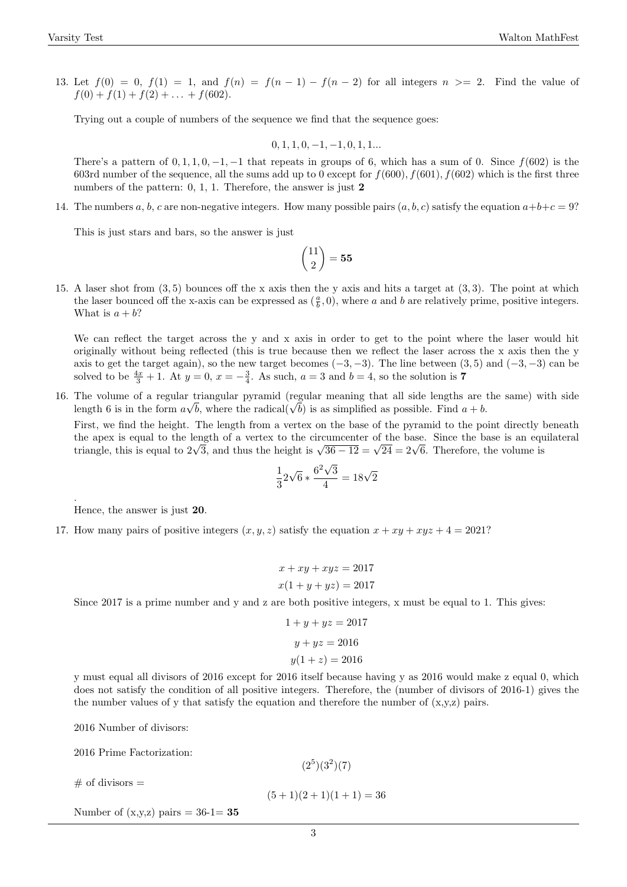13. Let $f(0) = 0$, $f(1) = 1$, and $f(n) = f(n-1) - f(n-2)$ for all integers $n >= 2$. Find the value of $f(0) + f(1) + f(2) + \ldots + f(602)$.

    Trying out a couple of numbers of the sequence we find that the sequence goes:

    $$0, 1, 1, 0, -1, -1, 0, 1, 1...$$

    There's a pattern of $0, 1, 1, 0, -1, -1$ that repeats in groups of 6, which has a sum of 0. Since $f(602)$ is the 603rd number of the sequence, all the sums add up to 0 except for $f(600), f(601), f(602)$ which is the first three numbers of the pattern: 0, 1, 1. Therefore, the answer is just **2**

14. The numbers $a, b, c$ are non-negative integers. How many possible pairs $(a, b, c)$ satisfy the equation $a+b+c = 9$?

    This is just stars and bars, so the answer is just

    $$\binom{11}{2} = \mathbf{55}$$

15. A laser shot from $(3, 5)$ bounces off the x axis then the y axis and hits a target at $(3, 3)$. The point at which the laser bounced off the x-axis can be expressed as $(\frac{a}{b}, 0)$, where $a$ and $b$ are relatively prime, positive integers. What is $a + b$?

    We can reflect the target across the y and x axis in order to get to the point where the laser would hit originally without being reflected (this is true because then we reflect the laser across the x axis then the y axis to get the target again), so the new target becomes $(-3, -3)$. The line between $(3, 5)$ and $(-3, -3)$ can be solved to be $\frac{4x}{3} + 1$. At $y = 0$, $x = -\frac{3}{4}$. As such, $a = 3$ and $b = 4$, so the solution is **7**

16. The volume of a regular triangular pyramid (regular meaning that all side lengths are the same) with side length 6 is in the form $a\sqrt{b}$, where the radical($\sqrt{b}$) is as simplified as possible. Find $a + b$.

    First, we find the height. The length from a vertex on the base of the pyramid to the point directly beneath the apex is equal to the length of a vertex to the circumcenter of the base. Since the base is an equilateral triangle, this is equal to $2\sqrt{3}$, and thus the height is $\sqrt{36 - 12} = \sqrt{24} = 2\sqrt{6}$. Therefore, the volume is

    $$\frac{1}{3} 2\sqrt{6} * \frac{6^2\sqrt{3}}{4} = 18\sqrt{2}$$

    .
    Hence, the answer is just **20**.

17. How many pairs of positive integers $(x, y, z)$ satisfy the equation $x + xy + xyz + 4 = 2021$?

    $$x + xy + xyz = 2017$$
    $$x(1 + y + yz) = 2017$$

    Since 2017 is a prime number and y and z are both positive integers, x must be equal to 1. This gives:

    $$1 + y + yz = 2017$$
    $$y + yz = 2016$$
    $$y(1 + z) = 2016$$

    y must equal all divisors of 2016 except for 2016 itself because having y as 2016 would make z equal 0, which does not satisfy the condition of all positive integers. Therefore, the (number of divisors of 2016-1) gives the the number values of y that satisfy the equation and therefore the number of (x,y,z) pairs.

    2016 Number of divisors:

    2016 Prime Factorization:

    $$(2^5)(3^2)(7)$$

    # of divisors =

    $$(5 + 1)(2 + 1)(1 + 1) = 36$$

    Number of (x,y,z) pairs = 36-1= **35**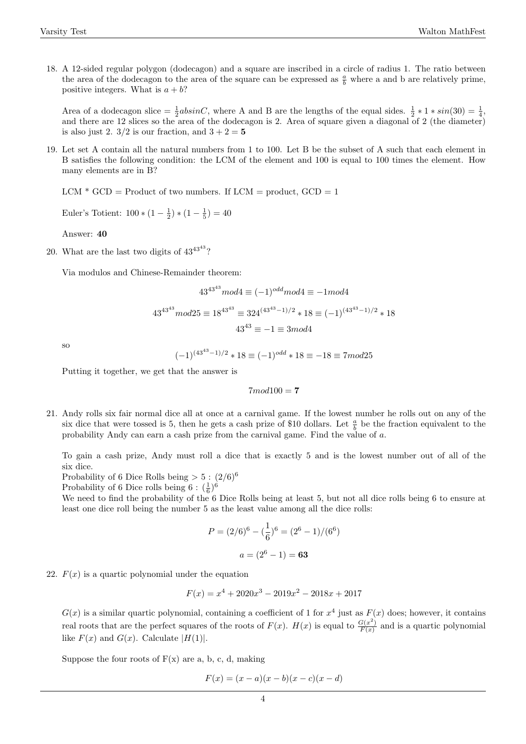18. A 12-sided regular polygon (dodecagon) and a square are inscribed in a circle of radius 1. The ratio between the area of the dodecagon to the area of the square can be expressed as $\frac{a}{b}$ where a and b are relatively prime, positive integers. What is $a + b$?

    Area of a dodecagon slice $= \frac{1}{2}absinC$, where A and B are the lengths of the equal sides. $\frac{1}{2} * 1 * sin(30) = \frac{1}{4}$, and there are 12 slices so the area of the dodecagon is 2. Area of square given a diagonal of 2 (the diameter) is also just 2. 3/2 is our fraction, and $3 + 2 = \mathbf{5}$

19. Let set A contain all the natural numbers from 1 to 100. Let B be the subset of A such that each element in B satisfies the following condition: the LCM of the element and 100 is equal to 100 times the element. How many elements are in B?

    LCM * GCD = Product of two numbers. If LCM = product, GCD = 1

    Euler's Totient: $100 * (1 - \frac{1}{2}) * (1 - \frac{1}{5}) = 40$

    Answer: **40**

20. What are the last two digits of $43^{43^{43}}$?

    Via modulos and Chinese-Remainder theorem:

$$43^{43^{43}} mod 4 \equiv (-1)^{odd} mod 4 \equiv -1 mod 4$$

$$43^{43^{43}} mod 25 \equiv 18^{43^{43}} \equiv 324^{(43^{43}-1)/2} * 18 \equiv (-1)^{(43^{43}-1)/2} * 18$$

$$43^{43} \equiv -1 \equiv 3 mod 4$$

    so

$$(-1)^{(43^{43}-1)/2} * 18 \equiv (-1)^{odd} * 18 \equiv -18 \equiv 7 mod 25$$

    Putting it together, we get that the answer is

$$7 mod 100 = \mathbf{7}$$

21. Andy rolls six fair normal dice all at once at a carnival game. If the lowest number he rolls out on any of the six dice that were tossed is 5, then he gets a cash prize of \$10 dollars. Let $\frac{a}{b}$ be the fraction equivalent to the probability Andy can earn a cash prize from the carnival game. Find the value of $a$.

    To gain a cash prize, Andy must roll a dice that is exactly 5 and is the lowest number out of all of the six dice.
    Probability of 6 Dice Rolls being $> 5$ : $(2/6)^6$
    Probability of 6 Dice rolls being 6 : $(\frac{1}{6})^6$
    We need to find the probability of the 6 Dice Rolls being at least 5, but not all dice rolls being 6 to ensure at least one dice roll being the number 5 as the least value among all the dice rolls:

$$P = (2/6)^6 - (\frac{1}{6})^6 = (2^6 - 1)/(6^6)$$

$$a = (2^6 - 1) = \mathbf{63}$$

22. $F(x)$ is a quartic polynomial under the equation

$$F(x) = x^4 + 2020x^3 - 2019x^2 - 2018x + 2017$$

    $G(x)$ is a similar quartic polynomial, containing a coefficient of 1 for $x^4$ just as $F(x)$ does; however, it contains real roots that are the perfect squares of the roots of $F(x)$. $H(x)$ is equal to $\frac{G(x^2)}{F(x)}$ and is a quartic polynomial like $F(x)$ and $G(x)$. Calculate $|H(1)|$.

    Suppose the four roots of F(x) are a, b, c, d, making

$$F(x) = (x - a)(x - b)(x - c)(x - d)$$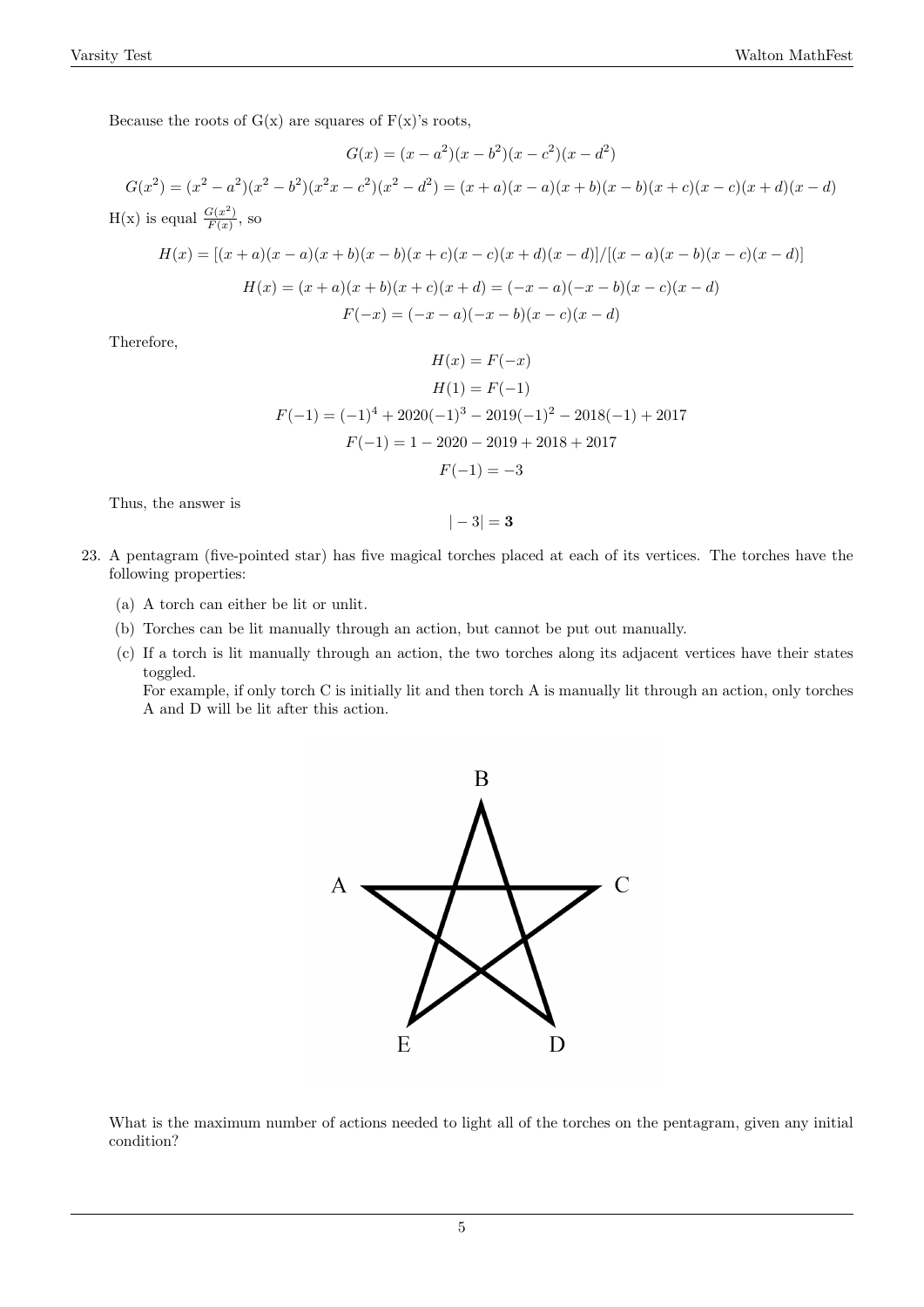Because the roots of G(x) are squares of F(x)'s roots,

$$G(x) = (x - a^2)(x - b^2)(x - c^2)(x - d^2)$$

$$G(x^2) = (x^2 - a^2)(x^2 - b^2)(x^2 x - c^2)(x^2 - d^2) = (x + a)(x - a)(x + b)(x - b)(x + c)(x - c)(x + d)(x - d)$$

H(x) is equal $\frac{G(x^2)}{F(x)}$, so

$$H(x) = [(x + a)(x - a)(x + b)(x - b)(x + c)(x - c)(x + d)(x - d)]/[(x - a)(x - b)(x - c)(x - d)]$$

$$H(x) = (x + a)(x + b)(x + c)(x + d) = (-x - a)(-x - b)(x - c)(x - d)$$

$$F(-x) = (-x - a)(-x - b)(x - c)(x - d)$$

Therefore,

$$H(x) = F(-x)$$

$$H(1) = F(-1)$$

$$F(-1) = (-1)^4 + 2020(-1)^3 - 2019(-1)^2 - 2018(-1) + 2017$$

$$F(-1) = 1 - 2020 - 2019 + 2018 + 2017$$

$$F(-1) = -3$$

Thus, the answer is

$$|-3| = \mathbf{3}$$

23. A pentagram (five-pointed star) has five magical torches placed at each of its vertices. The torches have the following properties:

    (a) A torch can either be lit or unlit.

    (b) Torches can be lit manually through an action, but cannot be put out manually.

    (c) If a torch is lit manually through an action, the two torches along its adjacent vertices have their states toggled.
    For example, if only torch C is initially lit and then torch A is manually lit through an action, only torches A and D will be lit after this action.

    What is the maximum number of actions needed to light all of the torches on the pentagram, given any initial condition?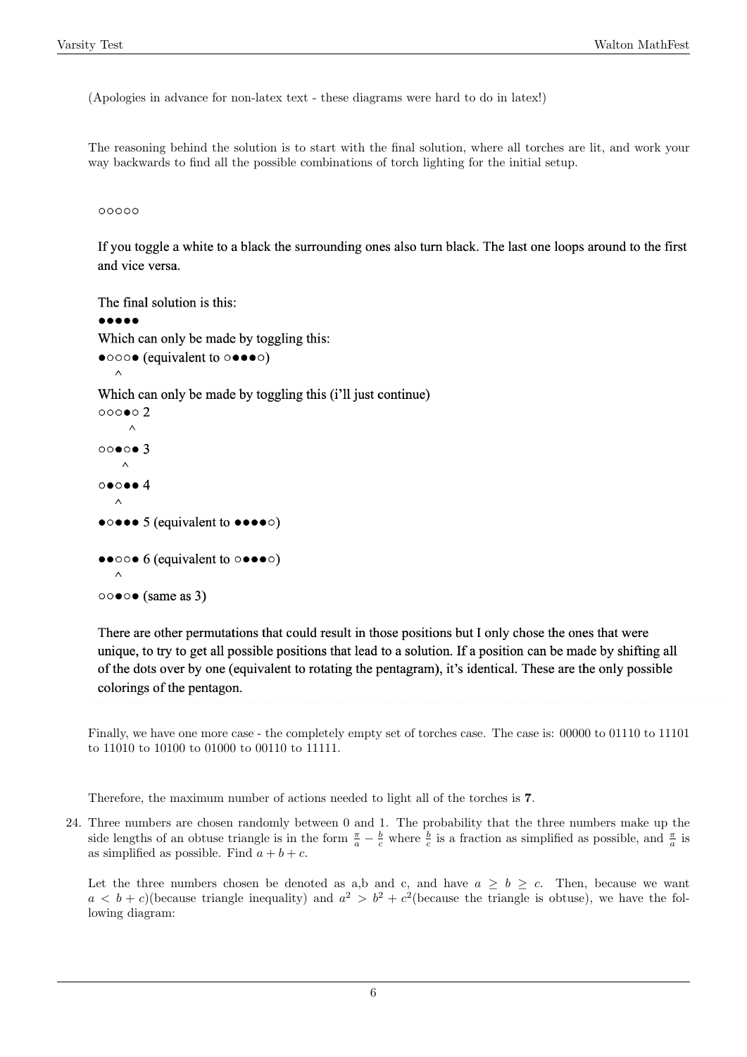(Apologies in advance for non-latex text - these diagrams were hard to do in latex!)

The reasoning behind the solution is to start with the final solution, where all torches are lit, and work your way backwards to find all the possible combinations of torch lighting for the initial setup.

○○○○○

If you toggle a white to a black the surrounding ones also turn black. The last one loops around to the first and vice versa.

The final solution is this:

●●●●●

Which can only be made by toggling this:

●○○○● (equivalent to ○●●●○)

^

Which can only be made by toggling this (i'll just continue)

○○○●○ 2

^

○○●○● 3

^

○●○●● 4

^

●○●●● 5 (equivalent to ●●●●○)

●●○○● 6 (equivalent to ○●●●○)

^

○○●○● (same as 3)

There are other permutations that could result in those positions but I only chose the ones that were unique, to try to get all possible positions that lead to a solution. If a position can be made by shifting all of the dots over by one (equivalent to rotating the pentagram), it's identical. These are the only possible colorings of the pentagon.

Finally, we have one more case - the completely empty set of torches case. The case is: 00000 to 01110 to 11101 to 11010 to 10100 to 01000 to 00110 to 11111.

Therefore, the maximum number of actions needed to light all of the torches is **7**.

24. Three numbers are chosen randomly between 0 and 1. The probability that the three numbers make up the side lengths of an obtuse triangle is in the form $\frac{\pi}{a} - \frac{b}{c}$ where $\frac{b}{c}$ is a fraction as simplified as possible, and $\frac{\pi}{a}$ is as simplified as possible. Find $a + b + c$.

    Let the three numbers chosen be denoted as a,b and c, and have $a \geq b \geq c$. Then, because we want $a < b + c$)(because triangle inequality) and $a^2 > b^2 + c^2$(because the triangle is obtuse), we have the following diagram: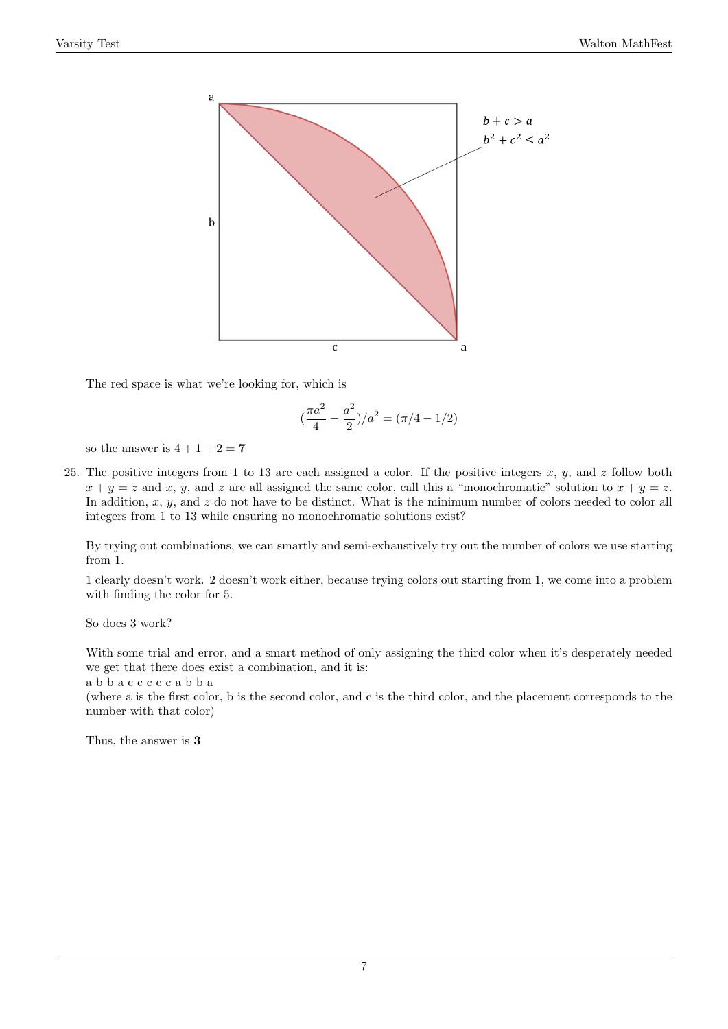a

b

c

a

$b + c > a$
$b^2 + c^2 < a^2$

The red space is what we're looking for, which is

$$(\frac{\pi a^2}{4} - \frac{a^2}{2})/a^2 = (\pi/4 - 1/2)$$

so the answer is $4 + 1 + 2 = \mathbf{7}$

25. The positive integers from 1 to 13 are each assigned a color. If the positive integers $x$, $y$, and $z$ follow both $x + y = z$ and $x$, $y$, and $z$ are all assigned the same color, call this a "monochromatic" solution to $x + y = z$. In addition, $x$, $y$, and $z$ do not have to be distinct. What is the minimum number of colors needed to color all integers from 1 to 13 while ensuring no monochromatic solutions exist?

    By trying out combinations, we can smartly and semi-exhaustively try out the number of colors we use starting from 1.

    1 clearly doesn't work. 2 doesn't work either, because trying colors out starting from 1, we come into a problem with finding the color for 5.

    So does 3 work?

    With some trial and error, and a smart method of only assigning the third color when it's desperately needed we get that there does exist a combination, and it is:
    a b b a c c c c c a b b a
    (where a is the first color, b is the second color, and c is the third color, and the placement corresponds to the number with that color)

    Thus, the answer is **3**